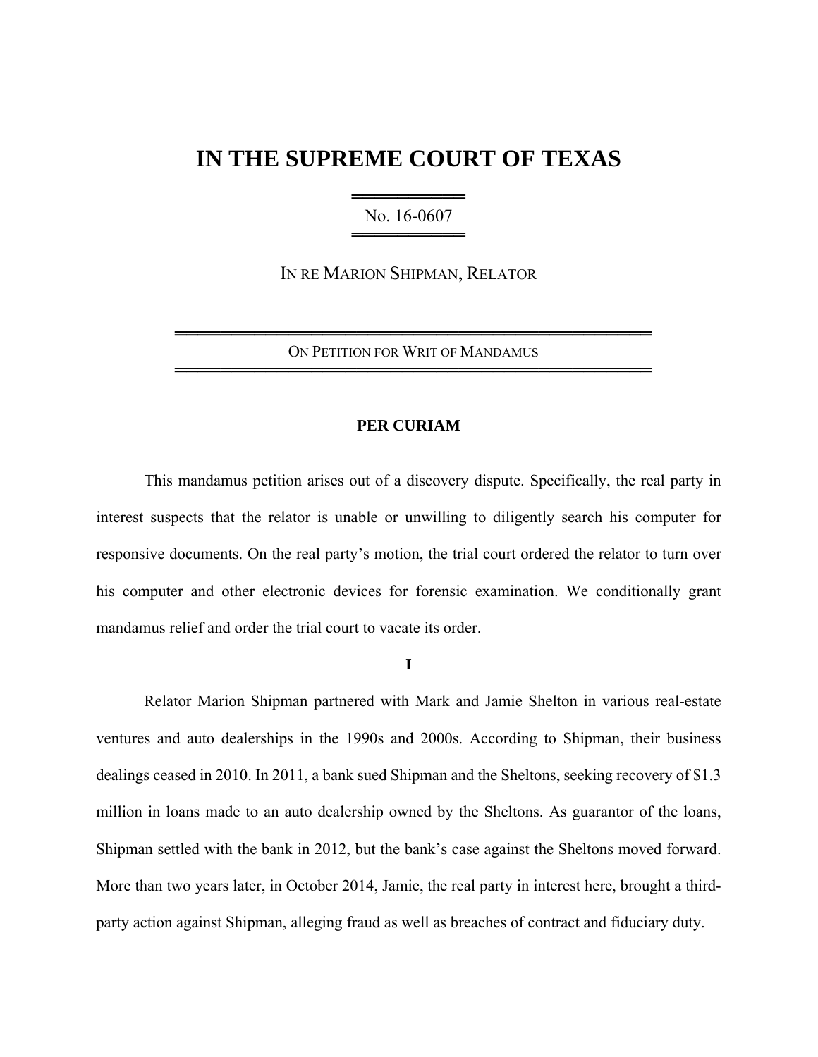# IN THE SUPREME COURT OF TEXAS

No. 16-0607

IN RE MARION SHIPMAN, RELATOR

ON PETITION FOR WRIT OF MANDAMUS

**PER CURIAM**

This mandamus petition arises out of a discovery dispute. Specifically, the real party in interest suspects that the relator is unable or unwilling to diligently search his computer for responsive documents. On the real party's motion, the trial court ordered the relator to turn over his computer and other electronic devices for forensic examination. We conditionally grant mandamus relief and order the trial court to vacate its order.

**I**

Relator Marion Shipman partnered with Mark and Jamie Shelton in various real-estate ventures and auto dealerships in the 1990s and 2000s. According to Shipman, their business dealings ceased in 2010. In 2011, a bank sued Shipman and the Sheltons, seeking recovery of $1.3 million in loans made to an auto dealership owned by the Sheltons. As guarantor of the loans, Shipman settled with the bank in 2012, but the bank's case against the Sheltons moved forward. More than two years later, in October 2014, Jamie, the real party in interest here, brought a third-party action against Shipman, alleging fraud as well as breaches of contract and fiduciary duty.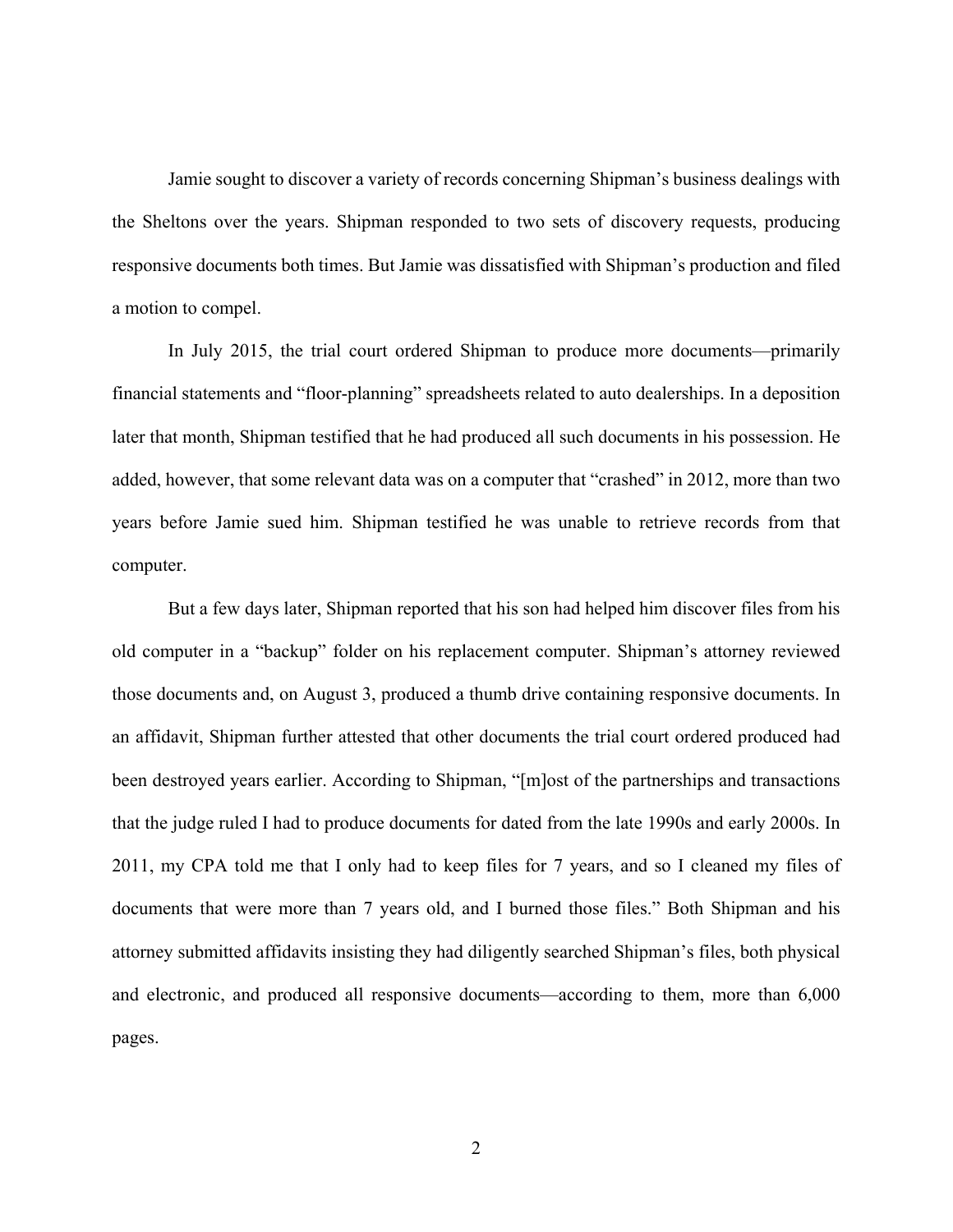Jamie sought to discover a variety of records concerning Shipman's business dealings with the Sheltons over the years. Shipman responded to two sets of discovery requests, producing responsive documents both times. But Jamie was dissatisfied with Shipman's production and filed a motion to compel.

In July 2015, the trial court ordered Shipman to produce more documents—primarily financial statements and "floor-planning" spreadsheets related to auto dealerships. In a deposition later that month, Shipman testified that he had produced all such documents in his possession. He added, however, that some relevant data was on a computer that "crashed" in 2012, more than two years before Jamie sued him. Shipman testified he was unable to retrieve records from that computer.

But a few days later, Shipman reported that his son had helped him discover files from his old computer in a "backup" folder on his replacement computer. Shipman's attorney reviewed those documents and, on August 3, produced a thumb drive containing responsive documents. In an affidavit, Shipman further attested that other documents the trial court ordered produced had been destroyed years earlier. According to Shipman, "[m]ost of the partnerships and transactions that the judge ruled I had to produce documents for dated from the late 1990s and early 2000s. In 2011, my CPA told me that I only had to keep files for 7 years, and so I cleaned my files of documents that were more than 7 years old, and I burned those files." Both Shipman and his attorney submitted affidavits insisting they had diligently searched Shipman's files, both physical and electronic, and produced all responsive documents—according to them, more than 6,000 pages.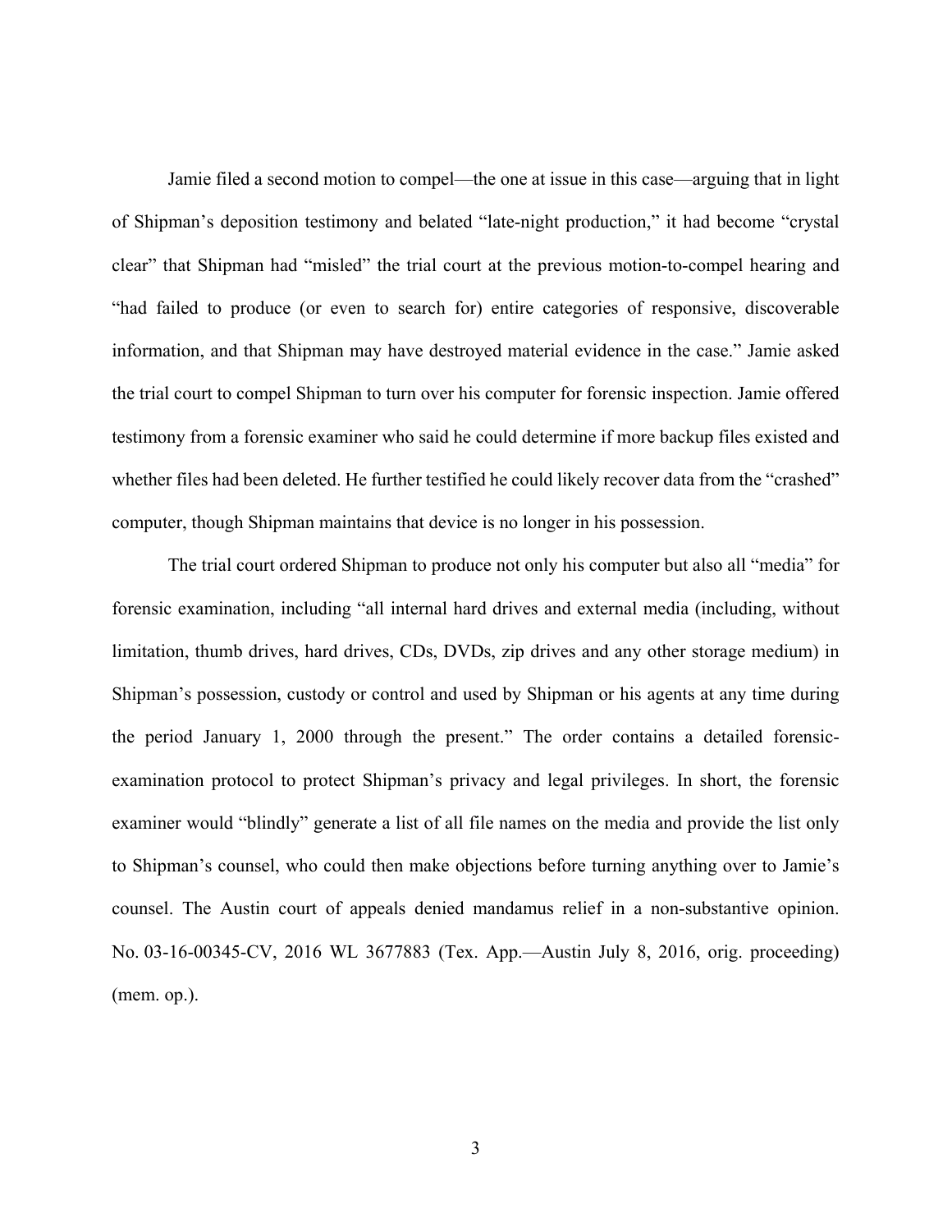Jamie filed a second motion to compel—the one at issue in this case—arguing that in light of Shipman's deposition testimony and belated "late-night production," it had become "crystal clear" that Shipman had "misled" the trial court at the previous motion-to-compel hearing and "had failed to produce (or even to search for) entire categories of responsive, discoverable information, and that Shipman may have destroyed material evidence in the case." Jamie asked the trial court to compel Shipman to turn over his computer for forensic inspection. Jamie offered testimony from a forensic examiner who said he could determine if more backup files existed and whether files had been deleted. He further testified he could likely recover data from the "crashed" computer, though Shipman maintains that device is no longer in his possession.

The trial court ordered Shipman to produce not only his computer but also all "media" for forensic examination, including "all internal hard drives and external media (including, without limitation, thumb drives, hard drives, CDs, DVDs, zip drives and any other storage medium) in Shipman's possession, custody or control and used by Shipman or his agents at any time during the period January 1, 2000 through the present." The order contains a detailed forensic-examination protocol to protect Shipman's privacy and legal privileges. In short, the forensic examiner would "blindly" generate a list of all file names on the media and provide the list only to Shipman's counsel, who could then make objections before turning anything over to Jamie's counsel. The Austin court of appeals denied mandamus relief in a non-substantive opinion. No. 03-16-00345-CV, 2016 WL 3677883 (Tex. App.—Austin July 8, 2016, orig. proceeding) (mem. op.).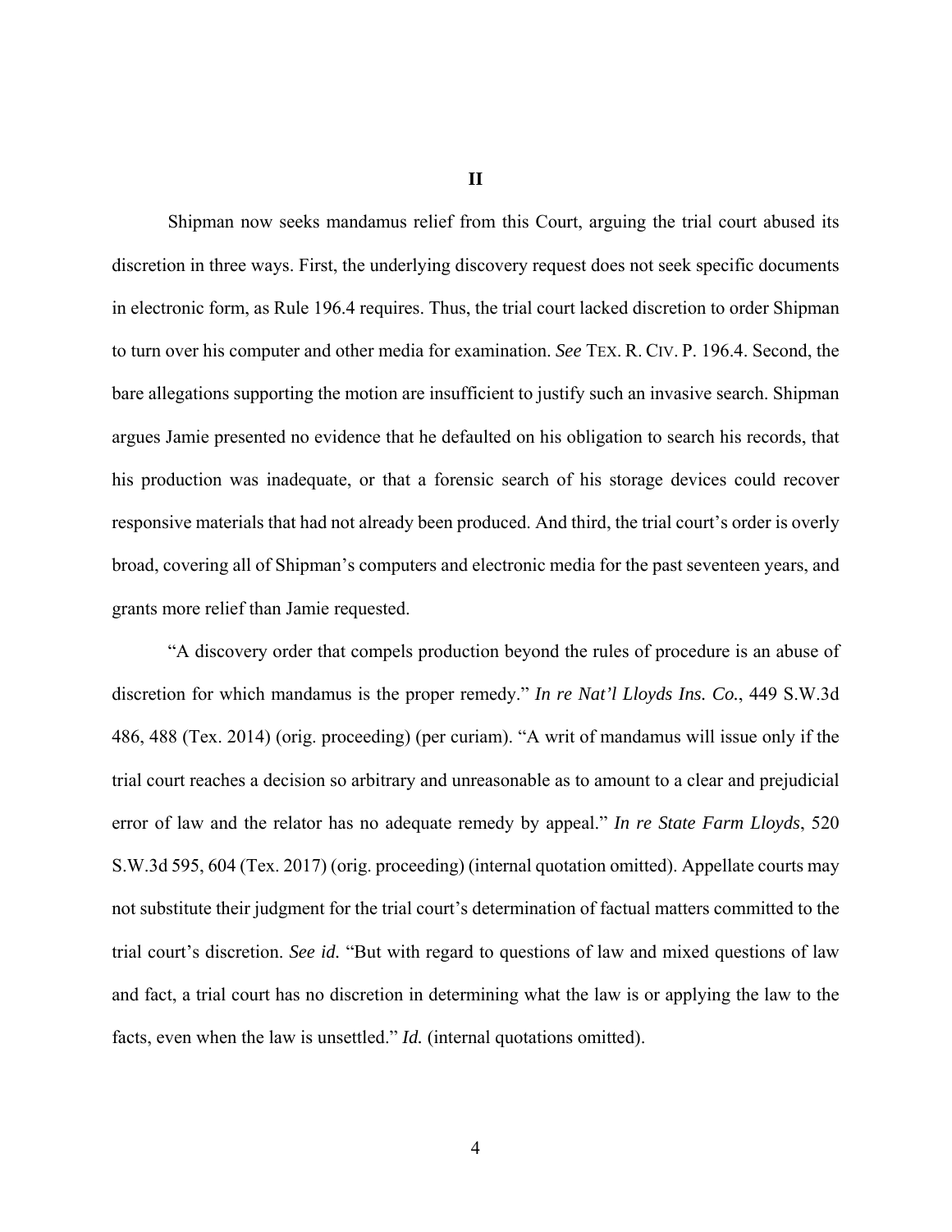## II

Shipman now seeks mandamus relief from this Court, arguing the trial court abused its discretion in three ways. First, the underlying discovery request does not seek specific documents in electronic form, as Rule 196.4 requires. Thus, the trial court lacked discretion to order Shipman to turn over his computer and other media for examination. *See* TEX. R. CIV. P. 196.4. Second, the bare allegations supporting the motion are insufficient to justify such an invasive search. Shipman argues Jamie presented no evidence that he defaulted on his obligation to search his records, that his production was inadequate, or that a forensic search of his storage devices could recover responsive materials that had not already been produced. And third, the trial court's order is overly broad, covering all of Shipman's computers and electronic media for the past seventeen years, and grants more relief than Jamie requested.

"A discovery order that compels production beyond the rules of procedure is an abuse of discretion for which mandamus is the proper remedy." *In re Nat'l Lloyds Ins. Co.*, 449 S.W.3d 486, 488 (Tex. 2014) (orig. proceeding) (per curiam). "A writ of mandamus will issue only if the trial court reaches a decision so arbitrary and unreasonable as to amount to a clear and prejudicial error of law and the relator has no adequate remedy by appeal." *In re State Farm Lloyds*, 520 S.W.3d 595, 604 (Tex. 2017) (orig. proceeding) (internal quotation omitted). Appellate courts may not substitute their judgment for the trial court's determination of factual matters committed to the trial court's discretion. *See id.* "But with regard to questions of law and mixed questions of law and fact, a trial court has no discretion in determining what the law is or applying the law to the facts, even when the law is unsettled." *Id.* (internal quotations omitted).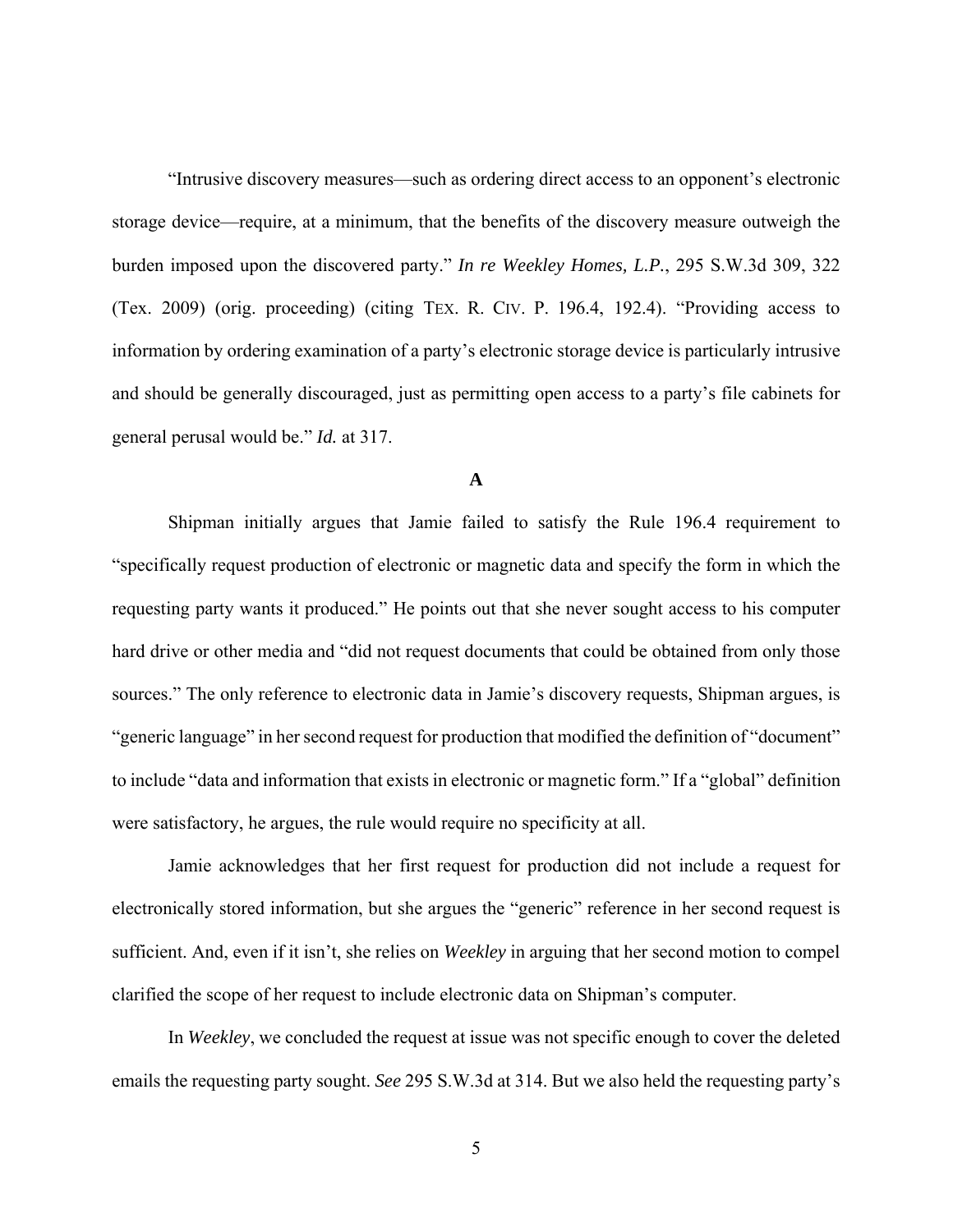"Intrusive discovery measures—such as ordering direct access to an opponent's electronic storage device—require, at a minimum, that the benefits of the discovery measure outweigh the burden imposed upon the discovered party." *In re Weekley Homes, L.P.*, 295 S.W.3d 309, 322 (Tex. 2009) (orig. proceeding) (citing TEX. R. CIV. P. 196.4, 192.4). "Providing access to information by ordering examination of a party's electronic storage device is particularly intrusive and should be generally discouraged, just as permitting open access to a party's file cabinets for general perusal would be." *Id.* at 317.

**A**

Shipman initially argues that Jamie failed to satisfy the Rule 196.4 requirement to "specifically request production of electronic or magnetic data and specify the form in which the requesting party wants it produced." He points out that she never sought access to his computer hard drive or other media and "did not request documents that could be obtained from only those sources." The only reference to electronic data in Jamie's discovery requests, Shipman argues, is "generic language" in her second request for production that modified the definition of "document" to include "data and information that exists in electronic or magnetic form." If a "global" definition were satisfactory, he argues, the rule would require no specificity at all.

Jamie acknowledges that her first request for production did not include a request for electronically stored information, but she argues the "generic" reference in her second request is sufficient. And, even if it isn't, she relies on *Weekley* in arguing that her second motion to compel clarified the scope of her request to include electronic data on Shipman's computer.

In *Weekley*, we concluded the request at issue was not specific enough to cover the deleted emails the requesting party sought. *See* 295 S.W.3d at 314. But we also held the requesting party's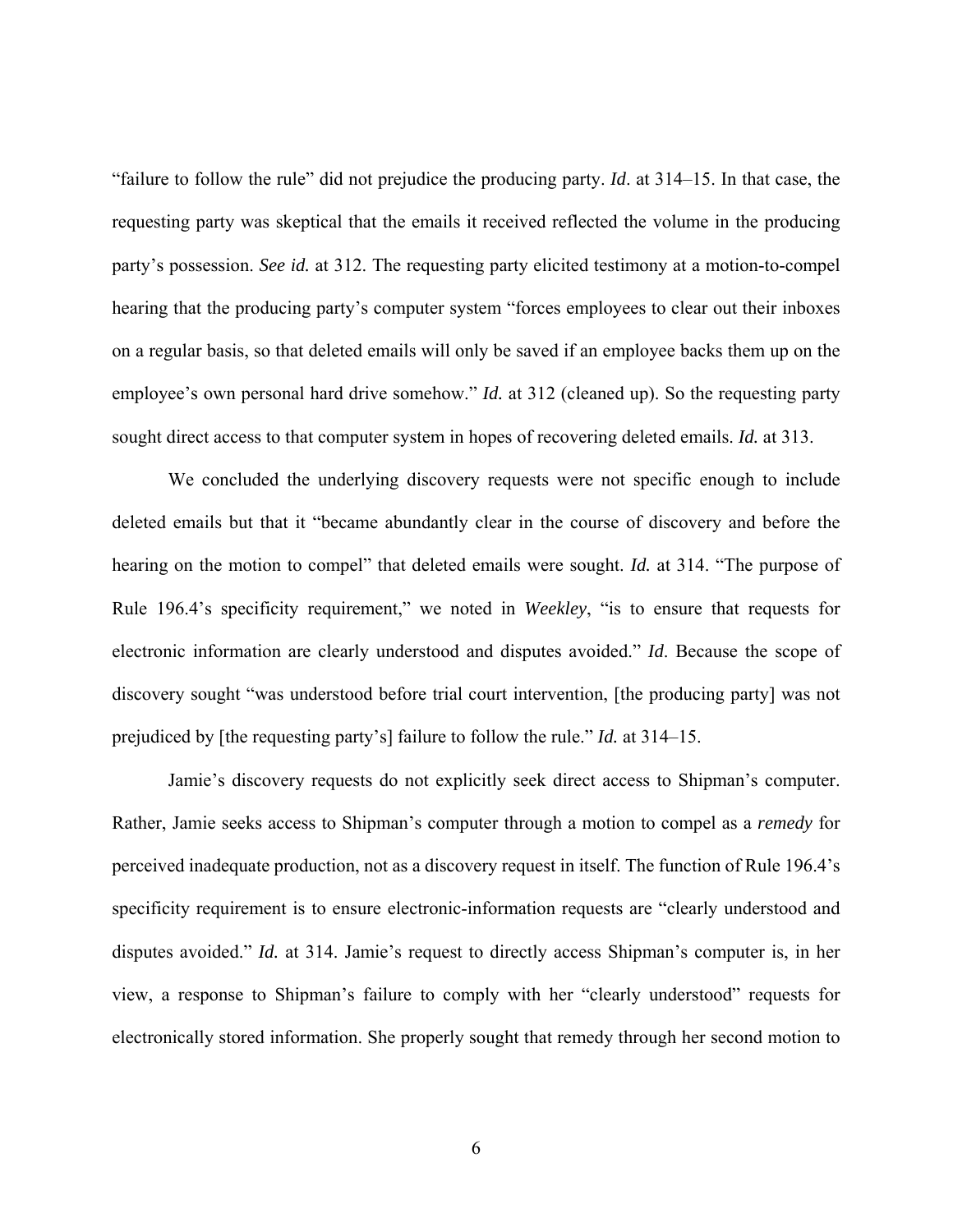"failure to follow the rule" did not prejudice the producing party. *Id*. at 314–15. In that case, the requesting party was skeptical that the emails it received reflected the volume in the producing party's possession. *See id.* at 312. The requesting party elicited testimony at a motion-to-compel hearing that the producing party's computer system "forces employees to clear out their inboxes on a regular basis, so that deleted emails will only be saved if an employee backs them up on the employee's own personal hard drive somehow." *Id.* at 312 (cleaned up). So the requesting party sought direct access to that computer system in hopes of recovering deleted emails. *Id.* at 313.

We concluded the underlying discovery requests were not specific enough to include deleted emails but that it "became abundantly clear in the course of discovery and before the hearing on the motion to compel" that deleted emails were sought. *Id.* at 314. "The purpose of Rule 196.4's specificity requirement," we noted in *Weekley*, "is to ensure that requests for electronic information are clearly understood and disputes avoided." *Id*. Because the scope of discovery sought "was understood before trial court intervention, [the producing party] was not prejudiced by [the requesting party's] failure to follow the rule." *Id.* at 314–15.

Jamie's discovery requests do not explicitly seek direct access to Shipman's computer. Rather, Jamie seeks access to Shipman's computer through a motion to compel as a *remedy* for perceived inadequate production, not as a discovery request in itself. The function of Rule 196.4's specificity requirement is to ensure electronic-information requests are "clearly understood and disputes avoided." *Id.* at 314. Jamie's request to directly access Shipman's computer is, in her view, a response to Shipman's failure to comply with her "clearly understood" requests for electronically stored information. She properly sought that remedy through her second motion to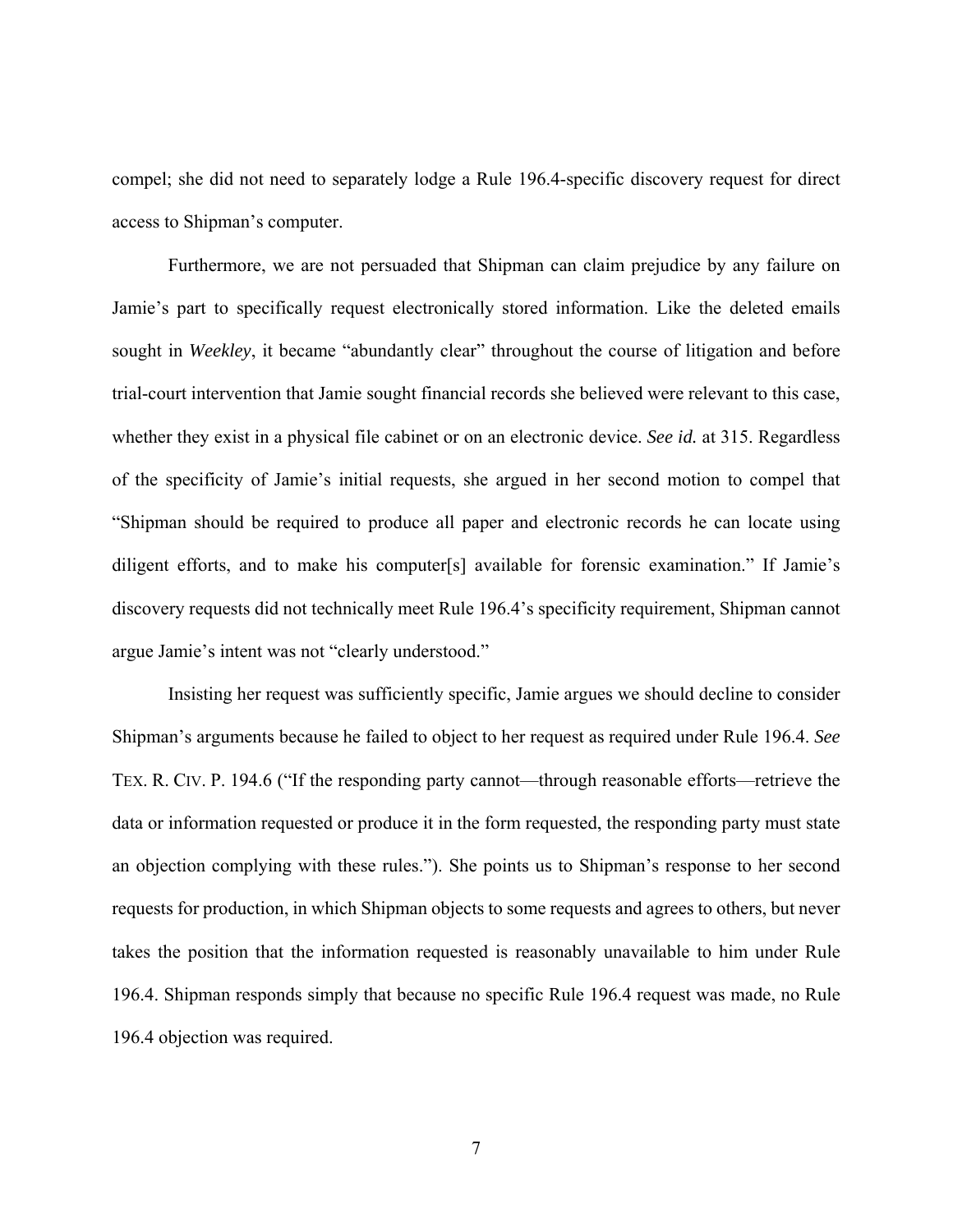compel; she did not need to separately lodge a Rule 196.4-specific discovery request for direct access to Shipman's computer.

Furthermore, we are not persuaded that Shipman can claim prejudice by any failure on Jamie's part to specifically request electronically stored information. Like the deleted emails sought in *Weekley*, it became "abundantly clear" throughout the course of litigation and before trial-court intervention that Jamie sought financial records she believed were relevant to this case, whether they exist in a physical file cabinet or on an electronic device. ***See id.*** at 315. Regardless of the specificity of Jamie's initial requests, she argued in her second motion to compel that "Shipman should be required to produce all paper and electronic records he can locate using diligent efforts, and to make his computer[s] available for forensic examination." If Jamie's discovery requests did not technically meet Rule 196.4's specificity requirement, Shipman cannot argue Jamie's intent was not "clearly understood."

Insisting her request was sufficiently specific, Jamie argues we should decline to consider Shipman's arguments because he failed to object to her request as required under Rule 196.4. *See* TEX. R. CIV. P. 194.6 ("If the responding party cannot—through reasonable efforts—retrieve the data or information requested or produce it in the form requested, the responding party must state an objection complying with these rules."). She points us to Shipman's response to her second requests for production, in which Shipman objects to some requests and agrees to others, but never takes the position that the information requested is reasonably unavailable to him under Rule 196.4. Shipman responds simply that because no specific Rule 196.4 request was made, no Rule 196.4 objection was required.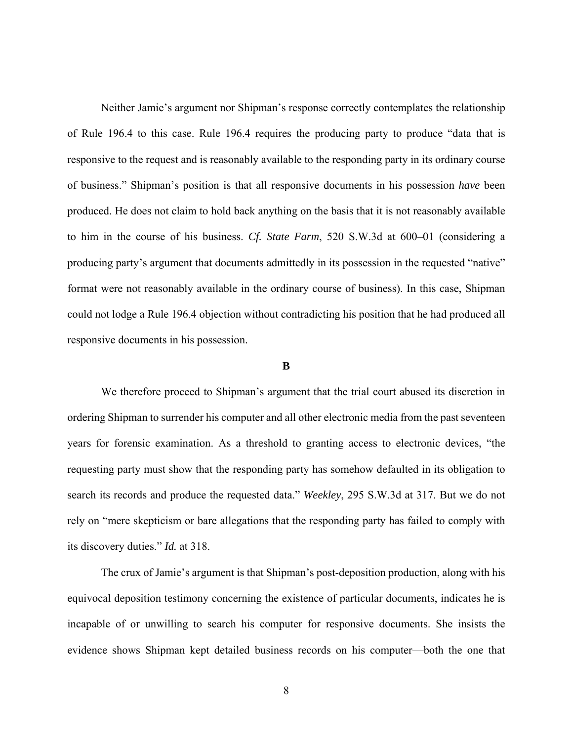Neither Jamie's argument nor Shipman's response correctly contemplates the relationship of Rule 196.4 to this case. Rule 196.4 requires the producing party to produce "data that is responsive to the request and is reasonably available to the responding party in its ordinary course of business." Shipman's position is that all responsive documents in his possession *have* been produced. He does not claim to hold back anything on the basis that it is not reasonably available to him in the course of his business. *Cf. State Farm*, 520 S.W.3d at 600–01 (considering a producing party's argument that documents admittedly in its possession in the requested "native" format were not reasonably available in the ordinary course of business). In this case, Shipman could not lodge a Rule 196.4 objection without contradicting his position that he had produced all responsive documents in his possession.

## B

We therefore proceed to Shipman's argument that the trial court abused its discretion in ordering Shipman to surrender his computer and all other electronic media from the past seventeen years for forensic examination. As a threshold to granting access to electronic devices, "the requesting party must show that the responding party has somehow defaulted in its obligation to search its records and produce the requested data." *Weekley*, 295 S.W.3d at 317. But we do not rely on "mere skepticism or bare allegations that the responding party has failed to comply with its discovery duties." ***Id.*** at 318.

The crux of Jamie's argument is that Shipman's post-deposition production, along with his equivocal deposition testimony concerning the existence of particular documents, indicates he is incapable of or unwilling to search his computer for responsive documents. She insists the evidence shows Shipman kept detailed business records on his computer—both the one that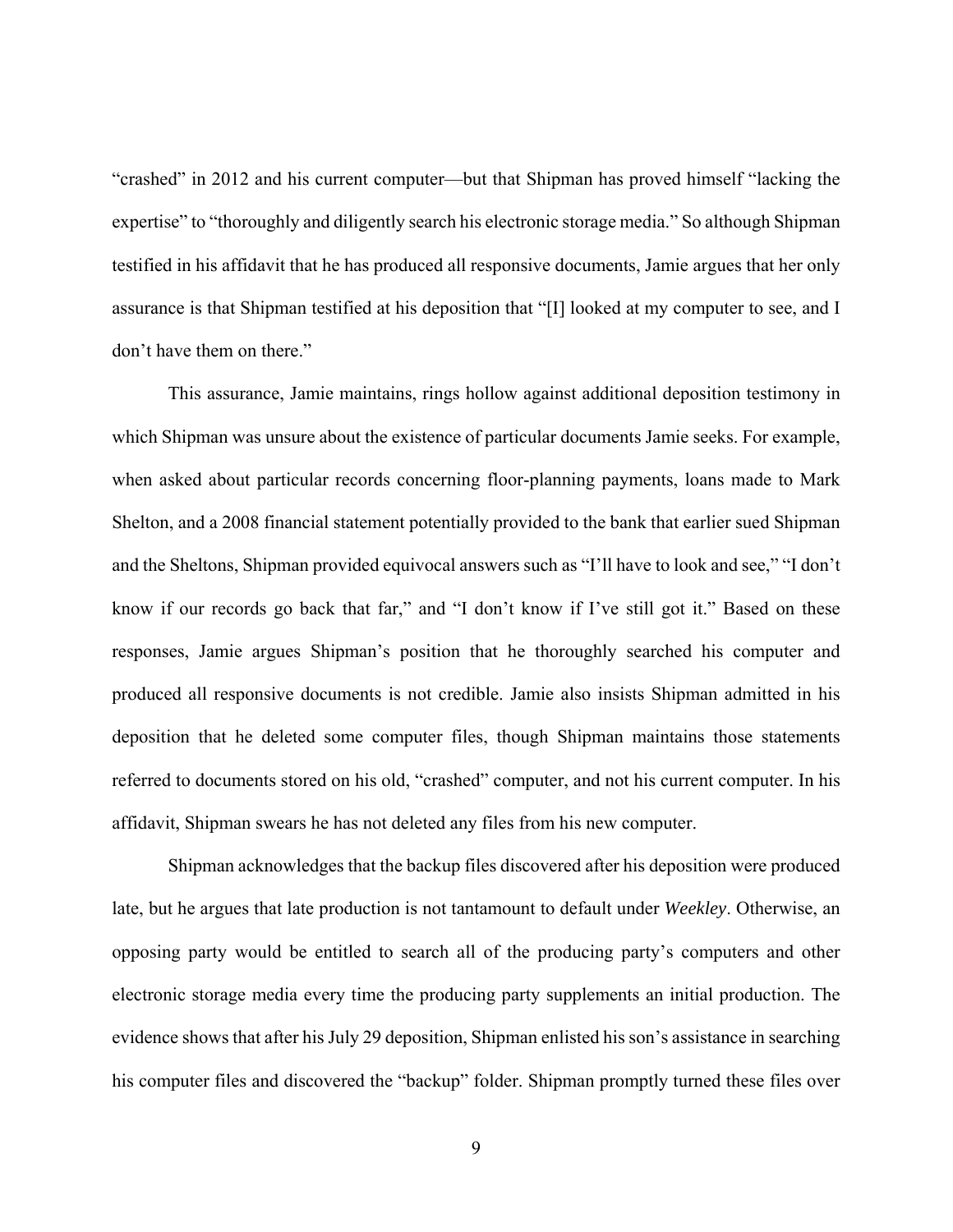"crashed" in 2012 and his current computer—but that Shipman has proved himself "lacking the expertise" to "thoroughly and diligently search his electronic storage media." So although Shipman testified in his affidavit that he has produced all responsive documents, Jamie argues that her only assurance is that Shipman testified at his deposition that "[I] looked at my computer to see, and I don't have them on there."

This assurance, Jamie maintains, rings hollow against additional deposition testimony in which Shipman was unsure about the existence of particular documents Jamie seeks. For example, when asked about particular records concerning floor-planning payments, loans made to Mark Shelton, and a 2008 financial statement potentially provided to the bank that earlier sued Shipman and the Sheltons, Shipman provided equivocal answers such as "I'll have to look and see," "I don't know if our records go back that far," and "I don't know if I've still got it." Based on these responses, Jamie argues Shipman's position that he thoroughly searched his computer and produced all responsive documents is not credible. Jamie also insists Shipman admitted in his deposition that he deleted some computer files, though Shipman maintains those statements referred to documents stored on his old, "crashed" computer, and not his current computer. In his affidavit, Shipman swears he has not deleted any files from his new computer.

Shipman acknowledges that the backup files discovered after his deposition were produced late, but he argues that late production is not tantamount to default under *Weekley*. Otherwise, an opposing party would be entitled to search all of the producing party's computers and other electronic storage media every time the producing party supplements an initial production. The evidence shows that after his July 29 deposition, Shipman enlisted his son's assistance in searching his computer files and discovered the "backup" folder. Shipman promptly turned these files over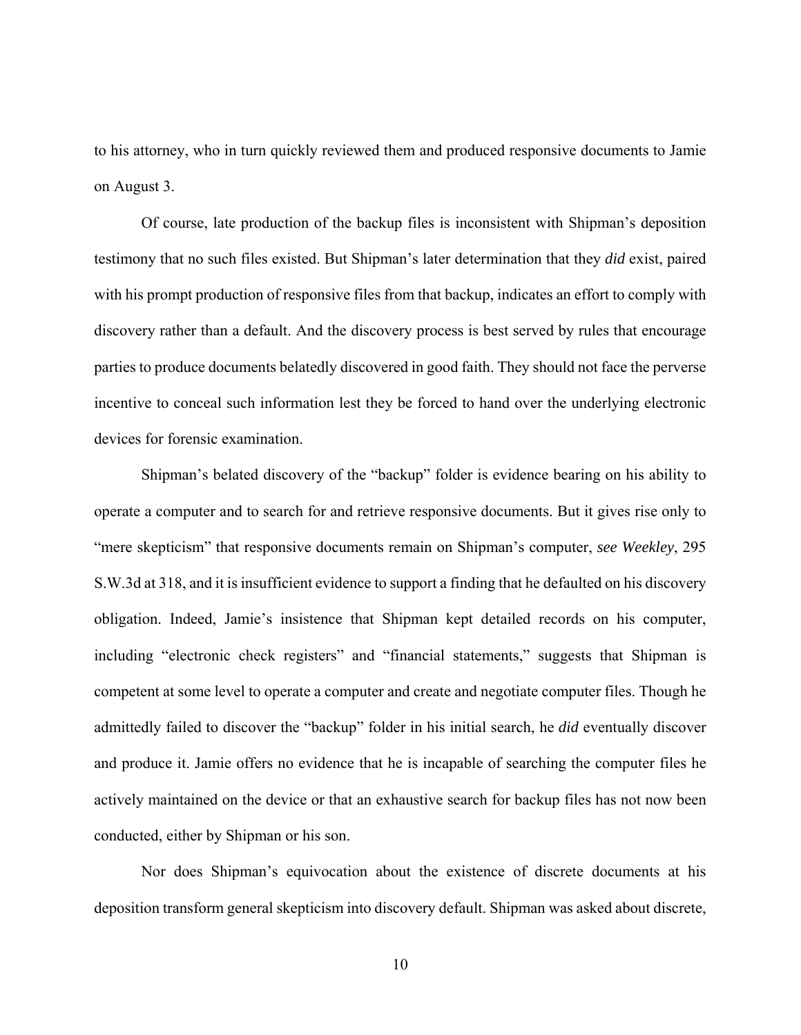to his attorney, who in turn quickly reviewed them and produced responsive documents to Jamie on August 3.

Of course, late production of the backup files is inconsistent with Shipman's deposition testimony that no such files existed. But Shipman's later determination that they *did* exist, paired with his prompt production of responsive files from that backup, indicates an effort to comply with discovery rather than a default. And the discovery process is best served by rules that encourage parties to produce documents belatedly discovered in good faith. They should not face the perverse incentive to conceal such information lest they be forced to hand over the underlying electronic devices for forensic examination.

Shipman's belated discovery of the "backup" folder is evidence bearing on his ability to operate a computer and to search for and retrieve responsive documents. But it gives rise only to "mere skepticism" that responsive documents remain on Shipman's computer, *see Weekley*, 295 S.W.3d at 318, and it is insufficient evidence to support a finding that he defaulted on his discovery obligation. Indeed, Jamie's insistence that Shipman kept detailed records on his computer, including "electronic check registers" and "financial statements," suggests that Shipman is competent at some level to operate a computer and create and negotiate computer files. Though he admittedly failed to discover the "backup" folder in his initial search, he *did* eventually discover and produce it. Jamie offers no evidence that he is incapable of searching the computer files he actively maintained on the device or that an exhaustive search for backup files has not now been conducted, either by Shipman or his son.

Nor does Shipman's equivocation about the existence of discrete documents at his deposition transform general skepticism into discovery default. Shipman was asked about discrete,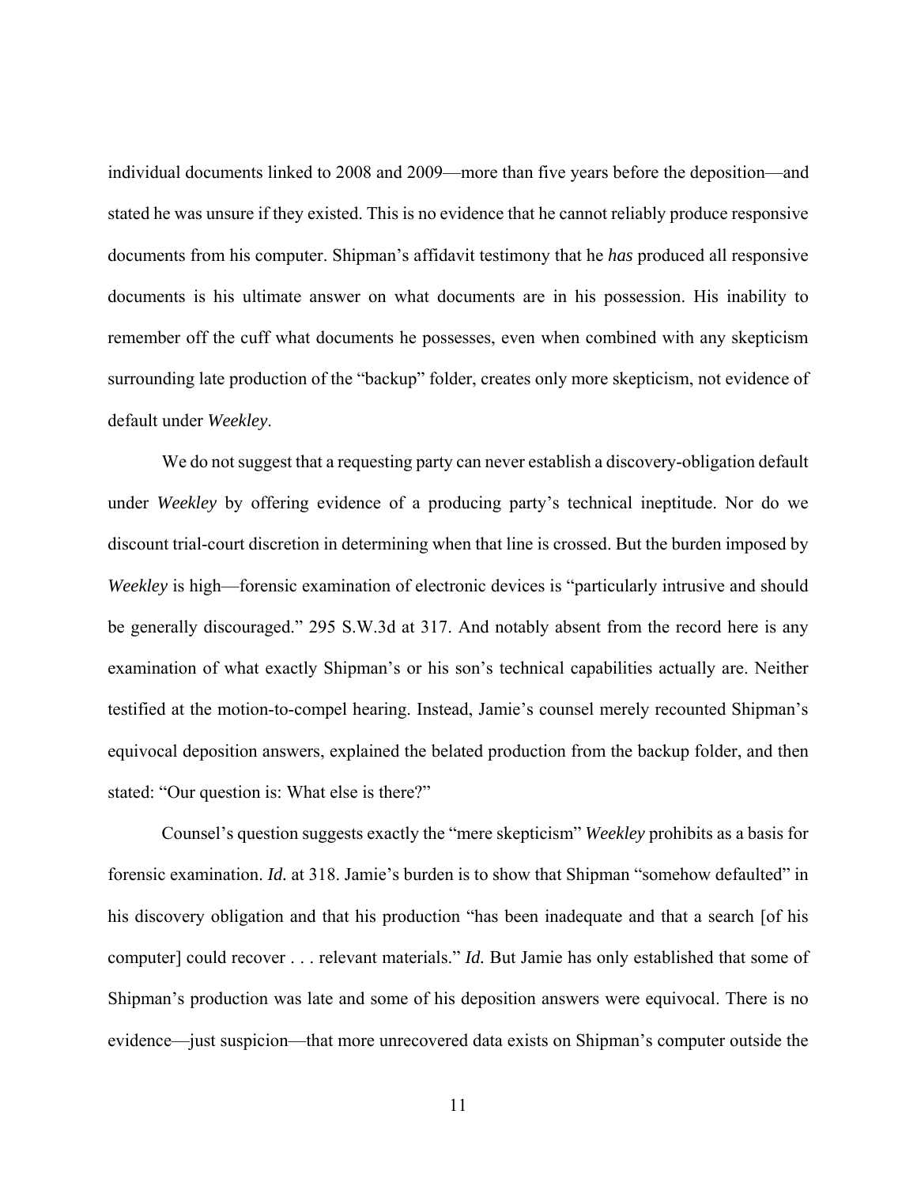individual documents linked to 2008 and 2009—more than five years before the deposition—and stated he was unsure if they existed. This is no evidence that he cannot reliably produce responsive documents from his computer. Shipman's affidavit testimony that he *has* produced all responsive documents is his ultimate answer on what documents are in his possession. His inability to remember off the cuff what documents he possesses, even when combined with any skepticism surrounding late production of the "backup" folder, creates only more skepticism, not evidence of default under *Weekley*.

We do not suggest that a requesting party can never establish a discovery-obligation default under *Weekley* by offering evidence of a producing party's technical ineptitude. Nor do we discount trial-court discretion in determining when that line is crossed. But the burden imposed by *Weekley* is high—forensic examination of electronic devices is "particularly intrusive and should be generally discouraged." 295 S.W.3d at 317. And notably absent from the record here is any examination of what exactly Shipman's or his son's technical capabilities actually are. Neither testified at the motion-to-compel hearing. Instead, Jamie's counsel merely recounted Shipman's equivocal deposition answers, explained the belated production from the backup folder, and then stated: "Our question is: What else is there?"

Counsel's question suggests exactly the "mere skepticism" *Weekley* prohibits as a basis for forensic examination. ***Id.*** at 318. Jamie's burden is to show that Shipman "somehow defaulted" in his discovery obligation and that his production "has been inadequate and that a search [of his computer] could recover . . . relevant materials." ***Id.*** But Jamie has only established that some of Shipman's production was late and some of his deposition answers were equivocal. There is no evidence—just suspicion—that more unrecovered data exists on Shipman's computer outside the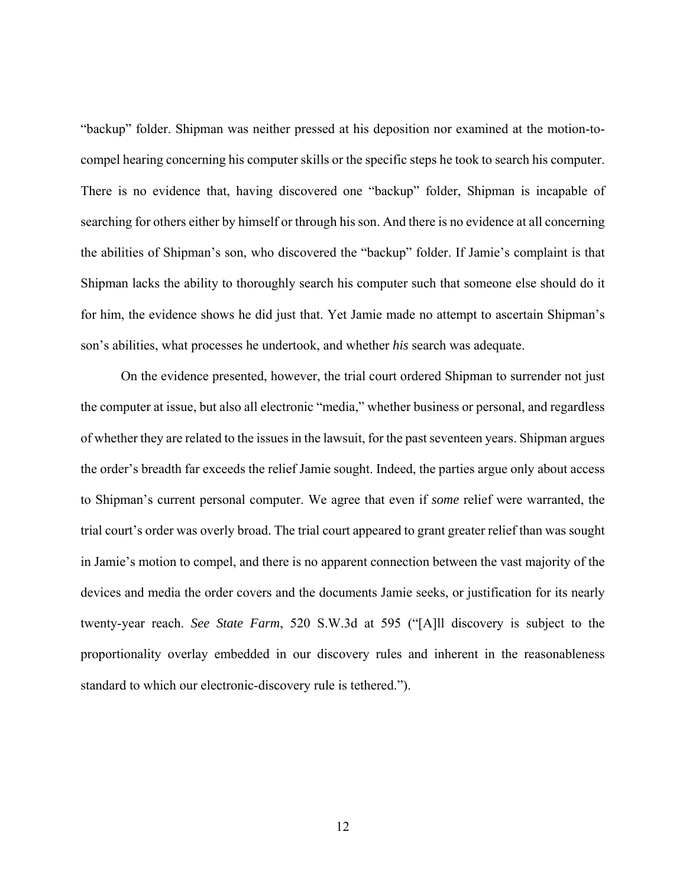"backup" folder. Shipman was neither pressed at his deposition nor examined at the motion-to-compel hearing concerning his computer skills or the specific steps he took to search his computer. There is no evidence that, having discovered one "backup" folder, Shipman is incapable of searching for others either by himself or through his son. And there is no evidence at all concerning the abilities of Shipman's son, who discovered the "backup" folder. If Jamie's complaint is that Shipman lacks the ability to thoroughly search his computer such that someone else should do it for him, the evidence shows he did just that. Yet Jamie made no attempt to ascertain Shipman's son's abilities, what processes he undertook, and whether *his* search was adequate.

On the evidence presented, however, the trial court ordered Shipman to surrender not just the computer at issue, but also all electronic "media," whether business or personal, and regardless of whether they are related to the issues in the lawsuit, for the past seventeen years. Shipman argues the order's breadth far exceeds the relief Jamie sought. Indeed, the parties argue only about access to Shipman's current personal computer. We agree that even if *some* relief were warranted, the trial court's order was overly broad. The trial court appeared to grant greater relief than was sought in Jamie's motion to compel, and there is no apparent connection between the vast majority of the devices and media the order covers and the documents Jamie seeks, or justification for its nearly twenty-year reach. *See State Farm*, 520 S.W.3d at 595 ("[A]ll discovery is subject to the proportionality overlay embedded in our discovery rules and inherent in the reasonableness standard to which our electronic-discovery rule is tethered.").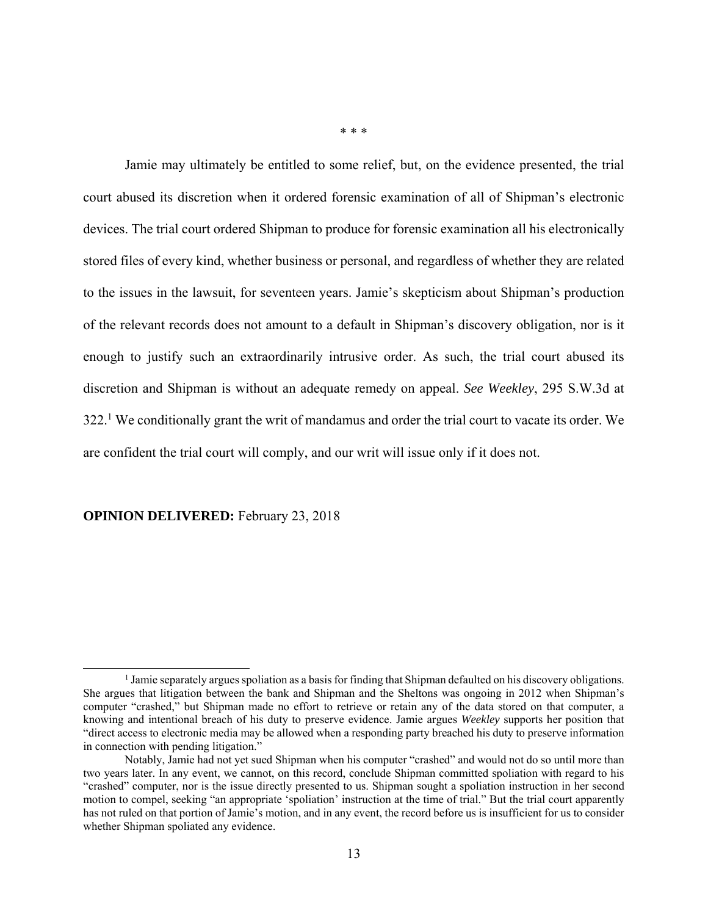\* \* \*

Jamie may ultimately be entitled to some relief, but, on the evidence presented, the trial court abused its discretion when it ordered forensic examination of all of Shipman's electronic devices. The trial court ordered Shipman to produce for forensic examination all his electronically stored files of every kind, whether business or personal, and regardless of whether they are related to the issues in the lawsuit, for seventeen years. Jamie's skepticism about Shipman's production of the relevant records does not amount to a default in Shipman's discovery obligation, nor is it enough to justify such an extraordinarily intrusive order. As such, the trial court abused its discretion and Shipman is without an adequate remedy on appeal. *See Weekley*, 295 S.W.3d at 322.[1] We conditionally grant the writ of mandamus and order the trial court to vacate its order. We are confident the trial court will comply, and our writ will issue only if it does not.

**OPINION DELIVERED:** February 23, 2018

---

[1] Jamie separately argues spoliation as a basis for finding that Shipman defaulted on his discovery obligations. She argues that litigation between the bank and Shipman and the Sheltons was ongoing in 2012 when Shipman's computer "crashed," but Shipman made no effort to retrieve or retain any of the data stored on that computer, a knowing and intentional breach of his duty to preserve evidence. Jamie argues *Weekley* supports her position that "direct access to electronic media may be allowed when a responding party breached his duty to preserve information in connection with pending litigation."

Notably, Jamie had not yet sued Shipman when his computer "crashed" and would not do so until more than two years later. In any event, we cannot, on this record, conclude Shipman committed spoliation with regard to his "crashed" computer, nor is the issue directly presented to us. Shipman sought a spoliation instruction in her second motion to compel, seeking "an appropriate 'spoliation' instruction at the time of trial." But the trial court apparently has not ruled on that portion of Jamie's motion, and in any event, the record before us is insufficient for us to consider whether Shipman spoliated any evidence.